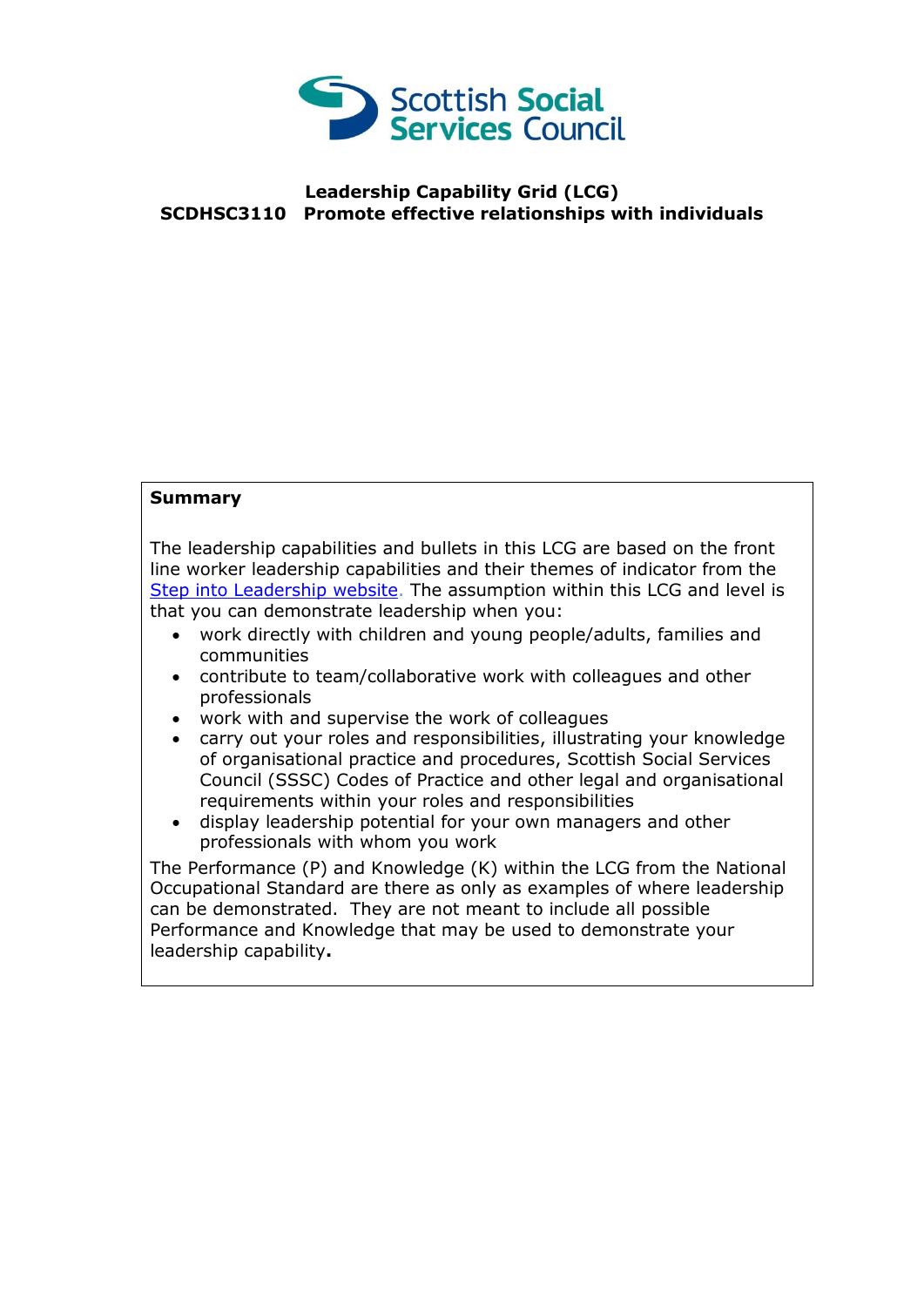# Leadership Capability Grid (LCG)

## SCDHSC3110 Promote effective relationships with individuals

**Summary**

The leadership capabilities and bullets in this LCG are based on the front line worker leadership capabilities and their themes of indicator from the [Step into Leadership website](). The assumption within this LCG and level is that you can demonstrate leadership when you:

- work directly with children and young people/adults, families and communities
- contribute to team/collaborative work with colleagues and other professionals
- work with and supervise the work of colleagues
- carry out your roles and responsibilities, illustrating your knowledge of organisational practice and procedures, Scottish Social Services Council (SSSC) Codes of Practice and other legal and organisational requirements within your roles and responsibilities
- display leadership potential for your own managers and other professionals with whom you work

The Performance (P) and Knowledge (K) within the LCG from the National Occupational Standard are there as only as examples of where leadership can be demonstrated. They are not meant to include all possible Performance and Knowledge that may be used to demonstrate your leadership capability**.**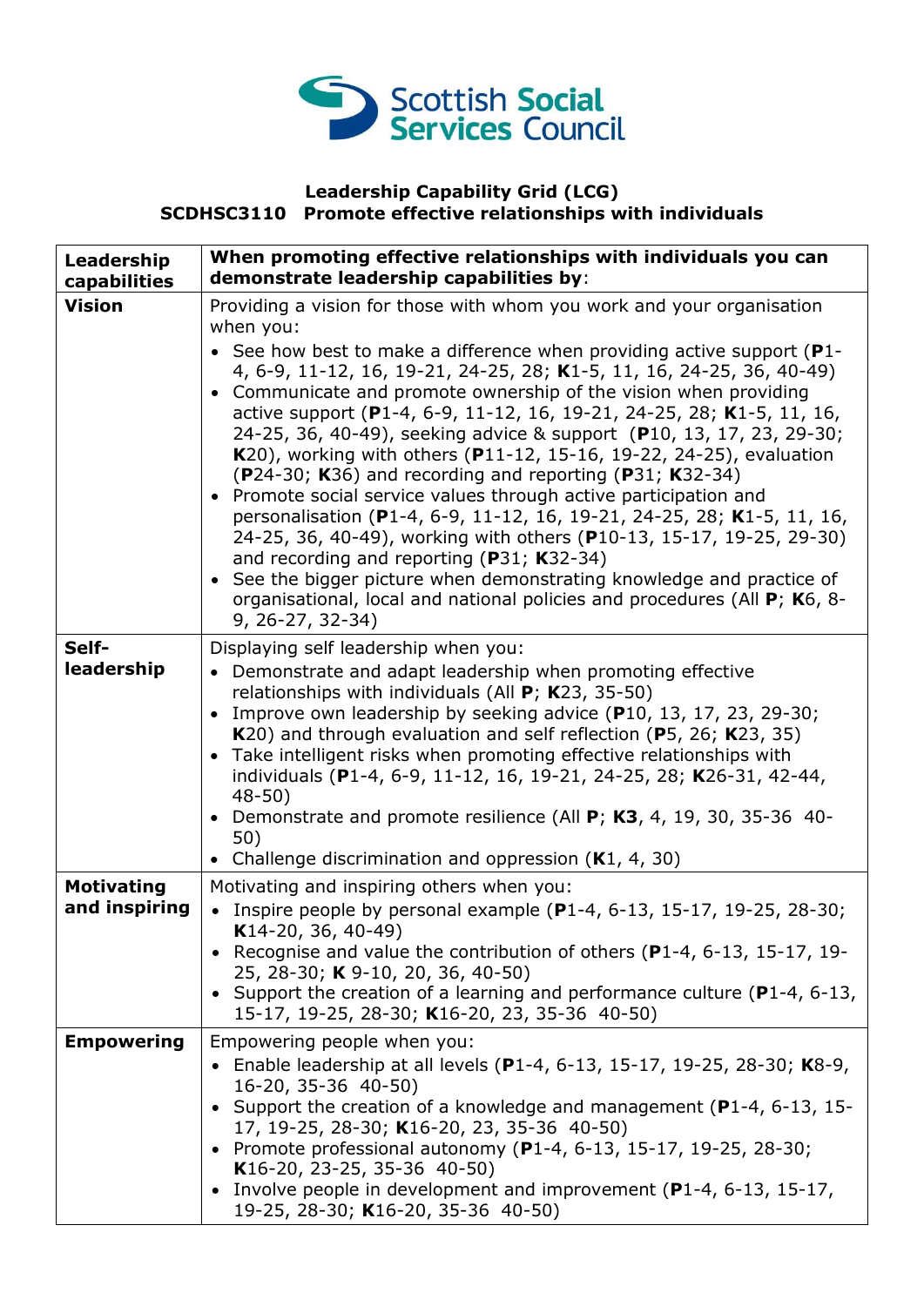Scottish Social Services Council

**Leadership Capability Grid (LCG)**
**SCDHSC3110 Promote effective relationships with individuals**

| **Leadership capabilities** | **When promoting effective relationships with individuals you can demonstrate leadership capabilities by**: |
|---|---|
| **Vision** | Providing a vision for those with whom you work and your organisation when you:<br>• See how best to make a difference when providing active support (**P**1-4, 6-9, 11-12, 16, 19-21, 24-25, 28; **K**1-5, 11, 16, 24-25, 36, 40-49)<br>• Communicate and promote ownership of the vision when providing active support (**P**1-4, 6-9, 11-12, 16, 19-21, 24-25, 28; **K**1-5, 11, 16, 24-25, 36, 40-49), seeking advice & support (**P**10, 13, 17, 23, 29-30; **K**20), working with others (**P**11-12, 15-16, 19-22, 24-25), evaluation (**P**24-30; **K**36) and recording and reporting (**P**31; **K**32-34)<br>• Promote social service values through active participation and personalisation (**P**1-4, 6-9, 11-12, 16, 19-21, 24-25, 28; **K**1-5, 11, 16, 24-25, 36, 40-49), working with others (**P**10-13, 15-17, 19-25, 29-30) and recording and reporting (**P**31; **K**32-34)<br>• See the bigger picture when demonstrating knowledge and practice of organisational, local and national policies and procedures (All **P**; **K**6, 8-9, 26-27, 32-34) |
| **Self-leadership** | Displaying self leadership when you:<br>• Demonstrate and adapt leadership when promoting effective relationships with individuals (All **P**; **K**23, 35-50)<br>• Improve own leadership by seeking advice (**P**10, 13, 17, 23, 29-30; **K**20) and through evaluation and self reflection (**P**5, 26; **K**23, 35)<br>• Take intelligent risks when promoting effective relationships with individuals (**P**1-4, 6-9, 11-12, 16, 19-21, 24-25, 28; **K**26-31, 42-44, 48-50)<br>• Demonstrate and promote resilience (All **P**; **K3**, 4, 19, 30, 35-36 40-50)<br>• Challenge discrimination and oppression (**K**1, 4, 30) |
| **Motivating and inspiring** | Motivating and inspiring others when you:<br>• Inspire people by personal example (**P**1-4, 6-13, 15-17, 19-25, 28-30; **K**14-20, 36, 40-49)<br>• Recognise and value the contribution of others (**P**1-4, 6-13, 15-17, 19-25, 28-30; **K** 9-10, 20, 36, 40-50)<br>• Support the creation of a learning and performance culture (**P**1-4, 6-13, 15-17, 19-25, 28-30; **K**16-20, 23, 35-36 40-50) |
| **Empowering** | Empowering people when you:<br>• Enable leadership at all levels (**P**1-4, 6-13, 15-17, 19-25, 28-30; **K**8-9, 16-20, 35-36 40-50)<br>• Support the creation of a knowledge and management (**P**1-4, 6-13, 15-17, 19-25, 28-30; **K**16-20, 23, 35-36 40-50)<br>• Promote professional autonomy (**P**1-4, 6-13, 15-17, 19-25, 28-30; **K**16-20, 23-25, 35-36 40-50)<br>• Involve people in development and improvement (**P**1-4, 6-13, 15-17, 19-25, 28-30; **K**16-20, 35-36 40-50) |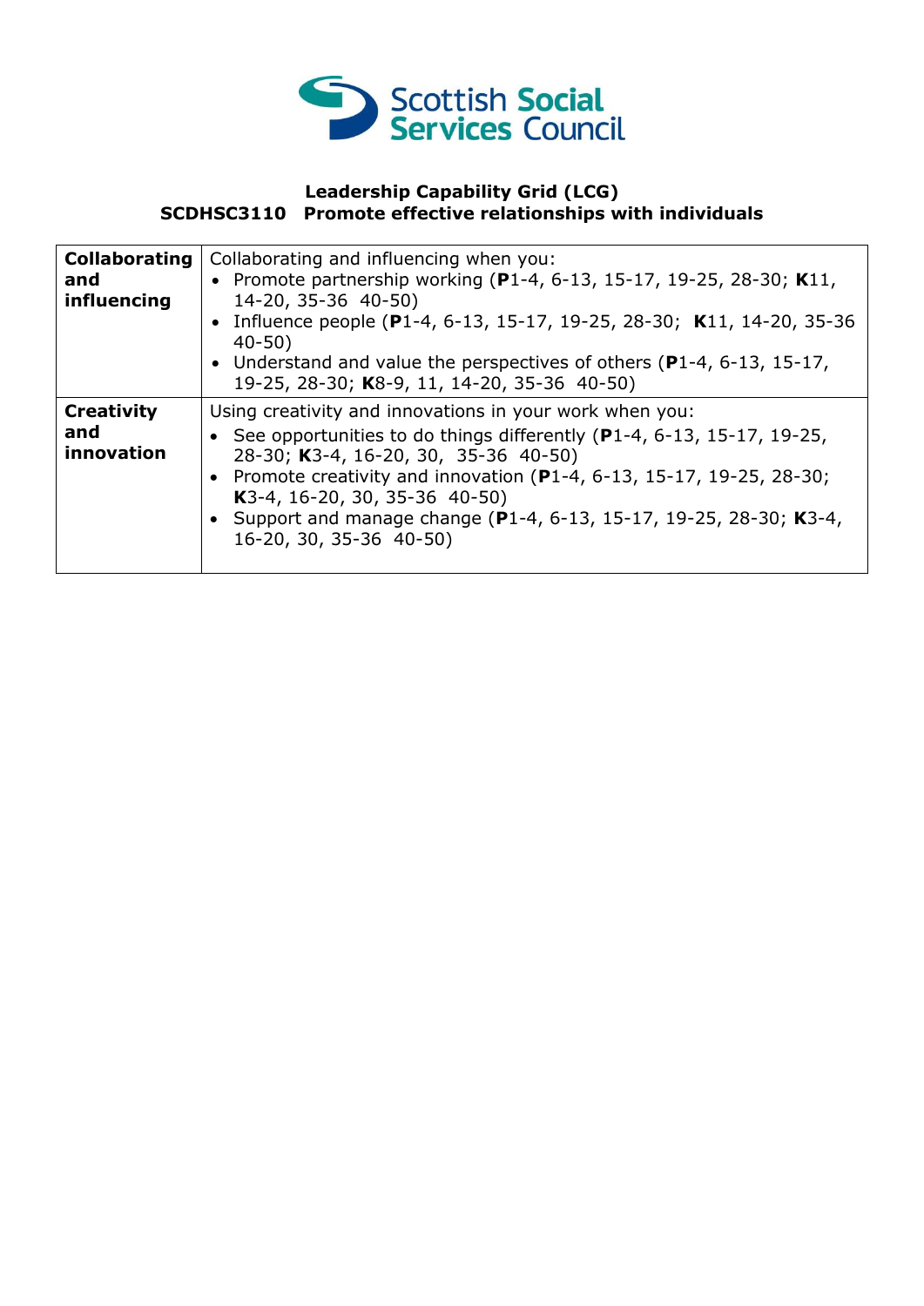Scottish Social Services Council

**Leadership Capability Grid (LCG)**
**SCDHSC3110 Promote effective relationships with individuals**

| | |
|---|---|
| **Collaborating and influencing** | Collaborating and influencing when you:<br>• Promote partnership working (**P**1-4, 6-13, 15-17, 19-25, 28-30; **K**11, 14-20, 35-36 40-50)<br>• Influence people (**P**1-4, 6-13, 15-17, 19-25, 28-30; **K**11, 14-20, 35-36 40-50)<br>• Understand and value the perspectives of others (**P**1-4, 6-13, 15-17, 19-25, 28-30; **K**8-9, 11, 14-20, 35-36 40-50) |
| **Creativity and innovation** | Using creativity and innovations in your work when you:<br>• See opportunities to do things differently (**P**1-4, 6-13, 15-17, 19-25, 28-30; **K**3-4, 16-20, 30, 35-36 40-50)<br>• Promote creativity and innovation (**P**1-4, 6-13, 15-17, 19-25, 28-30; **K**3-4, 16-20, 30, 35-36 40-50)<br>• Support and manage change (**P**1-4, 6-13, 15-17, 19-25, 28-30; **K**3-4, 16-20, 30, 35-36 40-50) |